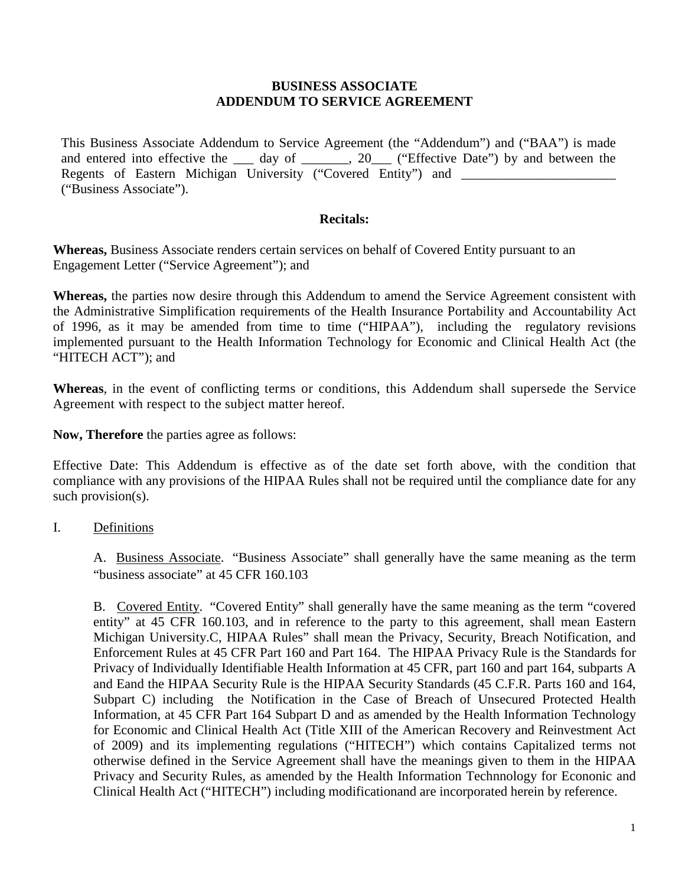**BUSINESS ASSOCIATE**
**ADDENDUM TO SERVICE AGREEMENT**

This Business Associate Addendum to Service Agreement (the "Addendum") and ("BAA") is made and entered into effective the ___ day of _______, 20___ ("Effective Date") by and between the Regents of Eastern Michigan University ("Covered Entity") and _______________________ ("Business Associate").

**Recitals:**

**Whereas,** Business Associate renders certain services on behalf of Covered Entity pursuant to an Engagement Letter ("Service Agreement"); and

**Whereas,** the parties now desire through this Addendum to amend the Service Agreement consistent with the Administrative Simplification requirements of the Health Insurance Portability and Accountability Act of 1996, as it may be amended from time to time ("HIPAA"), including the regulatory revisions implemented pursuant to the Health Information Technology for Economic and Clinical Health Act (the "HITECH ACT"); and

**Whereas**, in the event of conflicting terms or conditions, this Addendum shall supersede the Service Agreement with respect to the subject matter hereof.

**Now, Therefore** the parties agree as follows:

Effective Date: This Addendum is effective as of the date set forth above, with the condition that compliance with any provisions of the HIPAA Rules shall not be required until the compliance date for any such provision(s).

I. Definitions

A. Business Associate. "Business Associate" shall generally have the same meaning as the term "business associate" at 45 CFR 160.103

B. Covered Entity. "Covered Entity" shall generally have the same meaning as the term "covered entity" at 45 CFR 160.103, and in reference to the party to this agreement, shall mean Eastern Michigan University.C, HIPAA Rules" shall mean the Privacy, Security, Breach Notification, and Enforcement Rules at 45 CFR Part 160 and Part 164. The HIPAA Privacy Rule is the Standards for Privacy of Individually Identifiable Health Information at 45 CFR, part 160 and part 164, subparts A and Eand the HIPAA Security Rule is the HIPAA Security Standards (45 C.F.R. Parts 160 and 164, Subpart C) including the Notification in the Case of Breach of Unsecured Protected Health Information, at 45 CFR Part 164 Subpart D and as amended by the Health Information Technology for Economic and Clinical Health Act (Title XIII of the American Recovery and Reinvestment Act of 2009) and its implementing regulations ("HITECH") which contains Capitalized terms not otherwise defined in the Service Agreement shall have the meanings given to them in the HIPAA Privacy and Security Rules, as amended by the Health Information Technnology for Econonic and Clinical Health Act ("HITECH") including modificationand are incorporated herein by reference.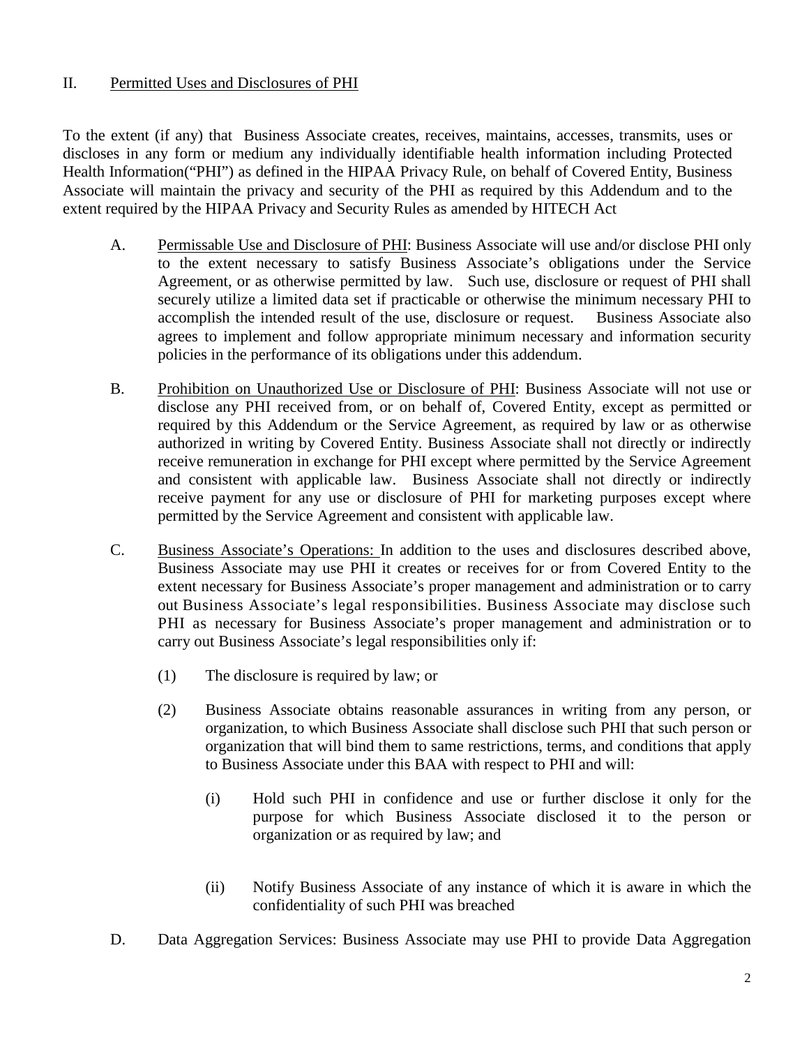## II. Permitted Uses and Disclosures of PHI

To the extent (if any) that Business Associate creates, receives, maintains, accesses, transmits, uses or discloses in any form or medium any individually identifiable health information including Protected Health Information("PHI") as defined in the HIPAA Privacy Rule, on behalf of Covered Entity, Business Associate will maintain the privacy and security of the PHI as required by this Addendum and to the extent required by the HIPAA Privacy and Security Rules as amended by HITECH Act

A. Permissable Use and Disclosure of PHI: Business Associate will use and/or disclose PHI only to the extent necessary to satisfy Business Associate's obligations under the Service Agreement, or as otherwise permitted by law. Such use, disclosure or request of PHI shall securely utilize a limited data set if practicable or otherwise the minimum necessary PHI to accomplish the intended result of the use, disclosure or request. Business Associate also agrees to implement and follow appropriate minimum necessary and information security policies in the performance of its obligations under this addendum.

B. Prohibition on Unauthorized Use or Disclosure of PHI: Business Associate will not use or disclose any PHI received from, or on behalf of, Covered Entity, except as permitted or required by this Addendum or the Service Agreement, as required by law or as otherwise authorized in writing by Covered Entity. Business Associate shall not directly or indirectly receive remuneration in exchange for PHI except where permitted by the Service Agreement and consistent with applicable law. Business Associate shall not directly or indirectly receive payment for any use or disclosure of PHI for marketing purposes except where permitted by the Service Agreement and consistent with applicable law.

C. Business Associate's Operations: In addition to the uses and disclosures described above, Business Associate may use PHI it creates or receives for or from Covered Entity to the extent necessary for Business Associate's proper management and administration or to carry out Business Associate's legal responsibilities. Business Associate may disclose such PHI as necessary for Business Associate's proper management and administration or to carry out Business Associate's legal responsibilities only if:

   (1) The disclosure is required by law; or

   (2) Business Associate obtains reasonable assurances in writing from any person, or organization, to which Business Associate shall disclose such PHI that such person or organization that will bind them to same restrictions, terms, and conditions that apply to Business Associate under this BAA with respect to PHI and will:

      (i) Hold such PHI in confidence and use or further disclose it only for the purpose for which Business Associate disclosed it to the person or organization or as required by law; and

      (ii) Notify Business Associate of any instance of which it is aware in which the confidentiality of such PHI was breached

D. Data Aggregation Services: Business Associate may use PHI to provide Data Aggregation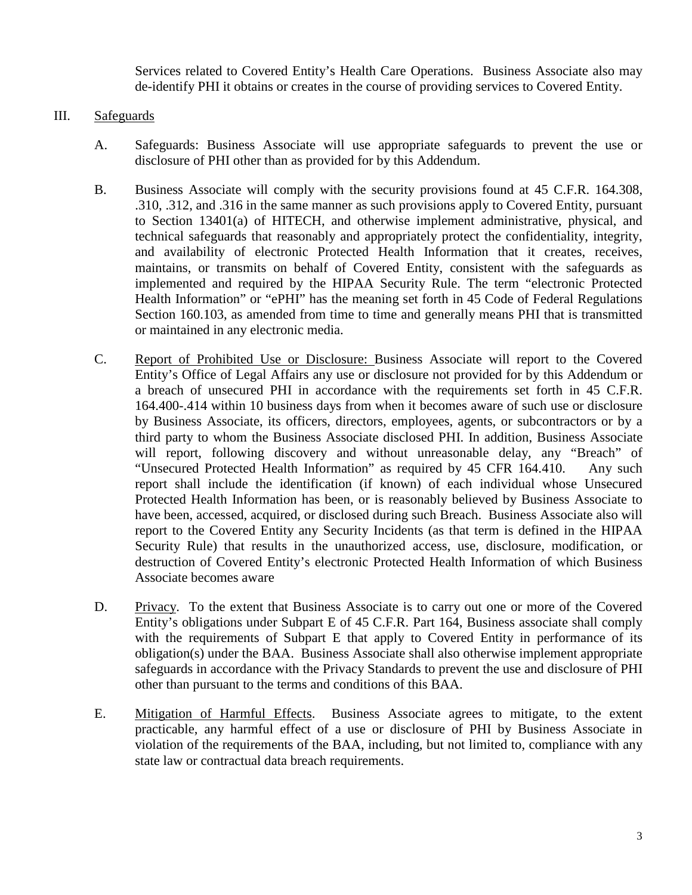Services related to Covered Entity's Health Care Operations. Business Associate also may de-identify PHI it obtains or creates in the course of providing services to Covered Entity.

III. <u>Safeguards</u>

A. Safeguards: Business Associate will use appropriate safeguards to prevent the use or disclosure of PHI other than as provided for by this Addendum.

B. Business Associate will comply with the security provisions found at 45 C.F.R. 164.308, .310, .312, and .316 in the same manner as such provisions apply to Covered Entity, pursuant to Section 13401(a) of HITECH, and otherwise implement administrative, physical, and technical safeguards that reasonably and appropriately protect the confidentiality, integrity, and availability of electronic Protected Health Information that it creates, receives, maintains, or transmits on behalf of Covered Entity, consistent with the safeguards as implemented and required by the HIPAA Security Rule. The term "electronic Protected Health Information" or "ePHI" has the meaning set forth in 45 Code of Federal Regulations Section 160.103, as amended from time to time and generally means PHI that is transmitted or maintained in any electronic media.

C. <u>Report of Prohibited Use or Disclosure:</u> Business Associate will report to the Covered Entity's Office of Legal Affairs any use or disclosure not provided for by this Addendum or a breach of unsecured PHI in accordance with the requirements set forth in 45 C.F.R. 164.400-.414 within 10 business days from when it becomes aware of such use or disclosure by Business Associate, its officers, directors, employees, agents, or subcontractors or by a third party to whom the Business Associate disclosed PHI. In addition, Business Associate will report, following discovery and without unreasonable delay, any "Breach" of "Unsecured Protected Health Information" as required by 45 CFR 164.410. Any such report shall include the identification (if known) of each individual whose Unsecured Protected Health Information has been, or is reasonably believed by Business Associate to have been, accessed, acquired, or disclosed during such Breach. Business Associate also will report to the Covered Entity any Security Incidents (as that term is defined in the HIPAA Security Rule) that results in the unauthorized access, use, disclosure, modification, or destruction of Covered Entity's electronic Protected Health Information of which Business Associate becomes aware

D. <u>Privacy</u>. To the extent that Business Associate is to carry out one or more of the Covered Entity's obligations under Subpart E of 45 C.F.R. Part 164, Business associate shall comply with the requirements of Subpart E that apply to Covered Entity in performance of its obligation(s) under the BAA. Business Associate shall also otherwise implement appropriate safeguards in accordance with the Privacy Standards to prevent the use and disclosure of PHI other than pursuant to the terms and conditions of this BAA.

E. <u>Mitigation of Harmful Effects</u>. Business Associate agrees to mitigate, to the extent practicable, any harmful effect of a use or disclosure of PHI by Business Associate in violation of the requirements of the BAA, including, but not limited to, compliance with any state law or contractual data breach requirements.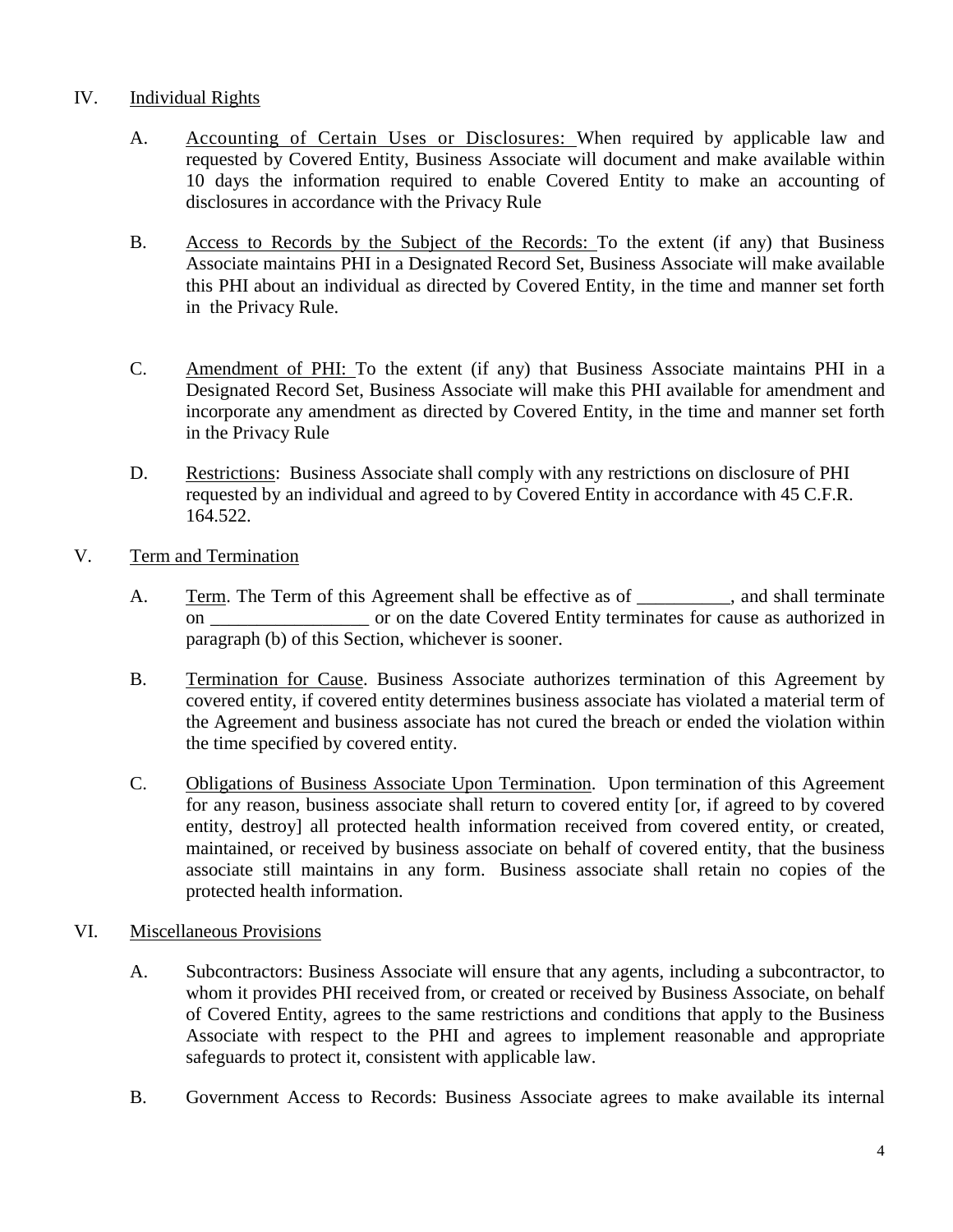IV. Individual Rights

A. Accounting of Certain Uses or Disclosures: When required by applicable law and requested by Covered Entity, Business Associate will document and make available within 10 days the information required to enable Covered Entity to make an accounting of disclosures in accordance with the Privacy Rule

B. Access to Records by the Subject of the Records: To the extent (if any) that Business Associate maintains PHI in a Designated Record Set, Business Associate will make available this PHI about an individual as directed by Covered Entity, in the time and manner set forth in the Privacy Rule.

C. Amendment of PHI: To the extent (if any) that Business Associate maintains PHI in a Designated Record Set, Business Associate will make this PHI available for amendment and incorporate any amendment as directed by Covered Entity, in the time and manner set forth in the Privacy Rule

D. Restrictions: Business Associate shall comply with any restrictions on disclosure of PHI requested by an individual and agreed to by Covered Entity in accordance with 45 C.F.R. 164.522.

V. Term and Termination

A. Term. The Term of this Agreement shall be effective as of __________, and shall terminate on _________________ or on the date Covered Entity terminates for cause as authorized in paragraph (b) of this Section, whichever is sooner.

B. Termination for Cause. Business Associate authorizes termination of this Agreement by covered entity, if covered entity determines business associate has violated a material term of the Agreement and business associate has not cured the breach or ended the violation within the time specified by covered entity.

C. Obligations of Business Associate Upon Termination. Upon termination of this Agreement for any reason, business associate shall return to covered entity [or, if agreed to by covered entity, destroy] all protected health information received from covered entity, or created, maintained, or received by business associate on behalf of covered entity, that the business associate still maintains in any form. Business associate shall retain no copies of the protected health information.

VI. Miscellaneous Provisions

A. Subcontractors: Business Associate will ensure that any agents, including a subcontractor, to whom it provides PHI received from, or created or received by Business Associate, on behalf of Covered Entity, agrees to the same restrictions and conditions that apply to the Business Associate with respect to the PHI and agrees to implement reasonable and appropriate safeguards to protect it, consistent with applicable law.

B. Government Access to Records: Business Associate agrees to make available its internal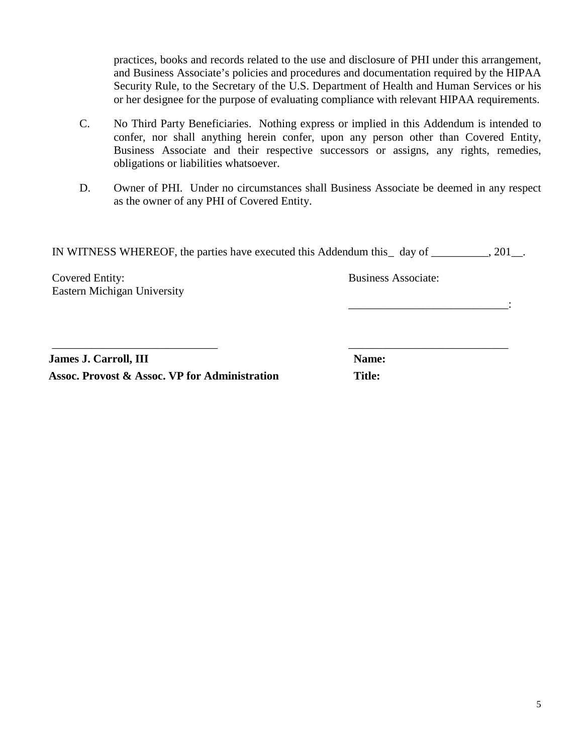practices, books and records related to the use and disclosure of PHI under this arrangement, and Business Associate's policies and procedures and documentation required by the HIPAA Security Rule, to the Secretary of the U.S. Department of Health and Human Services or his or her designee for the purpose of evaluating compliance with relevant HIPAA requirements.

C. No Third Party Beneficiaries. Nothing express or implied in this Addendum is intended to confer, nor shall anything herein confer, upon any person other than Covered Entity, Business Associate and their respective successors or assigns, any rights, remedies, obligations or liabilities whatsoever.

D. Owner of PHI. Under no circumstances shall Business Associate be deemed in any respect as the owner of any PHI of Covered Entity.

IN WITNESS WHEREOF, the parties have executed this Addendum this_ day of __________, 201__.

| | |
|---|---|
| Covered Entity:<br>Eastern Michigan University | Business Associate:<br><br>___________________________: |
| _____________________________ | ____________________________ |
| **James J. Carroll, III** | **Name:** |
| **Assoc. Provost & Assoc. VP for Administration** | **Title:** |